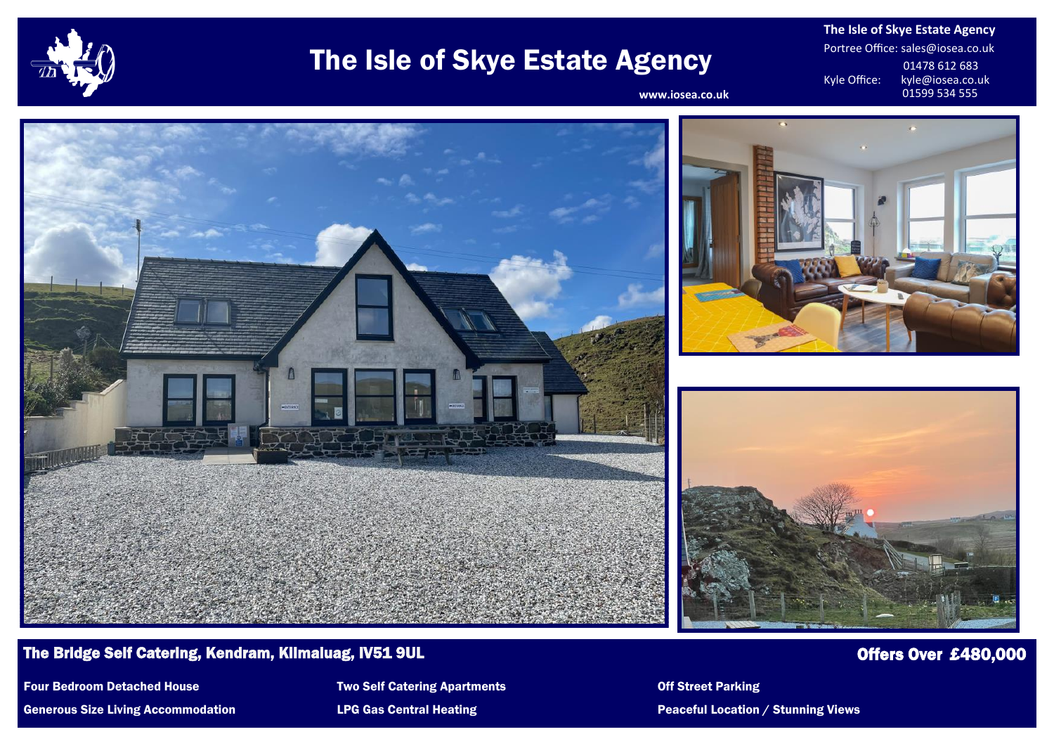# The Isle of Skye Estate Agency

www.iosea.co.uk

**The Isle of Skye Estate Agency**
Portree Office: sales@iosea.co.uk
01478 612 683
Kyle Office: kyle@iosea.co.uk
01599 534 555

## The Bridge Self Catering, Kendram, Kilmaluag, IV51 9UL

## Offers Over £480,000

**Four Bedroom Detached House**

**Generous Size Living Accommodation**

**Two Self Catering Apartments**

**LPG Gas Central Heating**

**Off Street Parking**

**Peaceful Location / Stunning Views**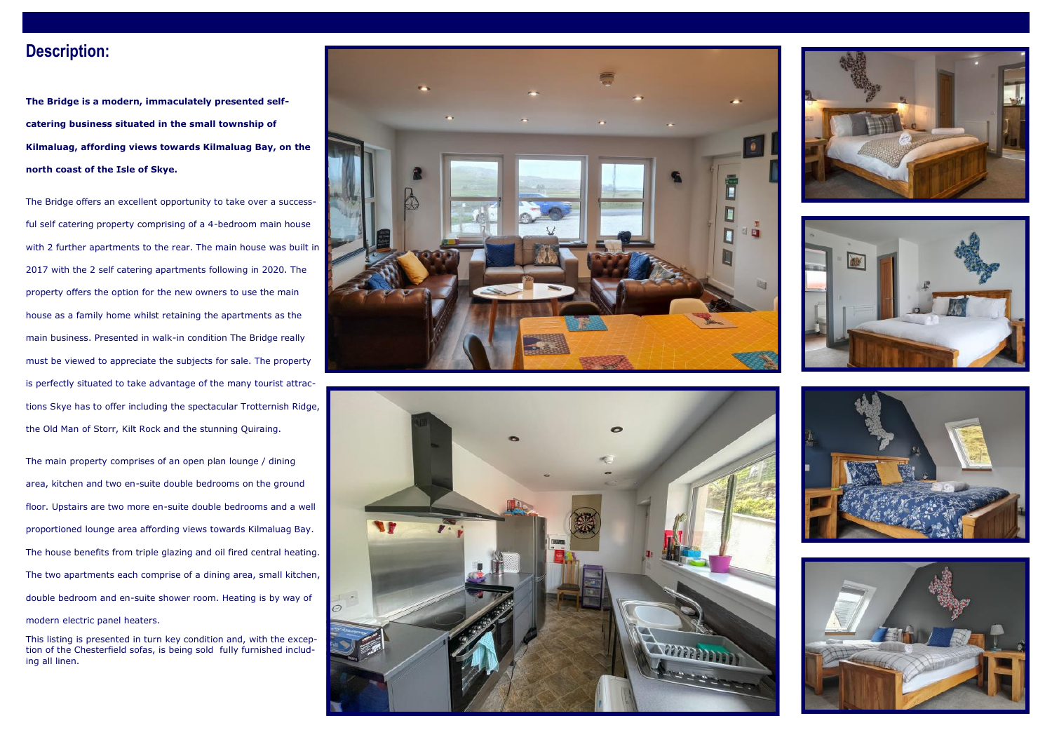## Description:

**The Bridge is a modern, immaculately presented self-catering business situated in the small township of Kilmaluag, affording views towards Kilmaluag Bay, on the north coast of the Isle of Skye.**

The Bridge offers an excellent opportunity to take over a successful self catering property comprising of a 4-bedroom main house with 2 further apartments to the rear. The main house was built in 2017 with the 2 self catering apartments following in 2020. The property offers the option for the new owners to use the main house as a family home whilst retaining the apartments as the main business. Presented in walk-in condition The Bridge really must be viewed to appreciate the subjects for sale. The property is perfectly situated to take advantage of the many tourist attractions Skye has to offer including the spectacular Trotternish Ridge, the Old Man of Storr, Kilt Rock and the stunning Quiraing.

The main property comprises of an open plan lounge / dining area, kitchen and two en-suite double bedrooms on the ground floor. Upstairs are two more en-suite double bedrooms and a well proportioned lounge area affording views towards Kilmaluag Bay. The house benefits from triple glazing and oil fired central heating. The two apartments each comprise of a dining area, small kitchen, double bedroom and en-suite shower room. Heating is by way of modern electric panel heaters.

This listing is presented in turn key condition and, with the exception of the Chesterfield sofas, is being sold fully furnished including all linen.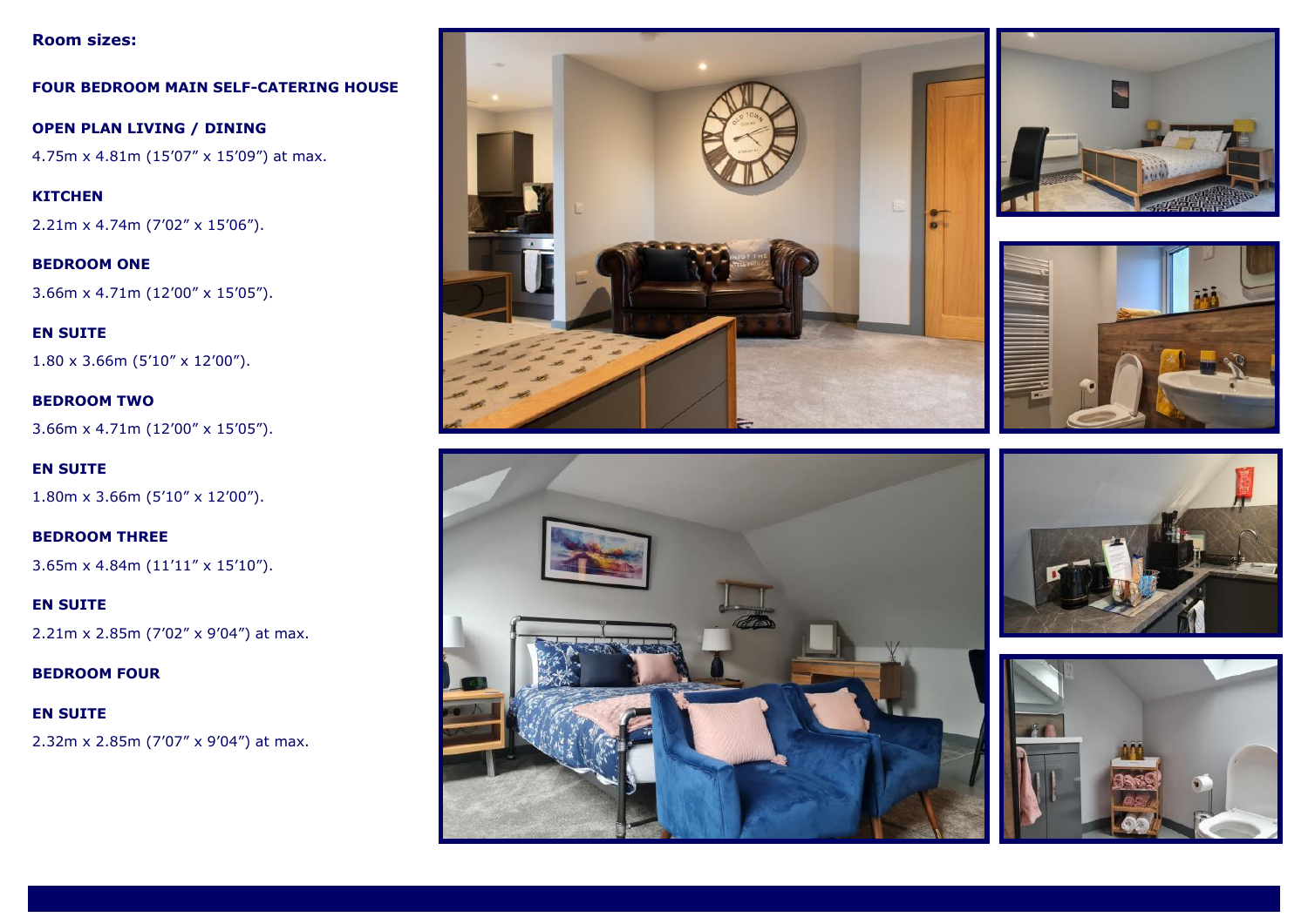**Room sizes:**

**FOUR BEDROOM MAIN SELF-CATERING HOUSE**

**OPEN PLAN LIVING / DINING**

4.75m x 4.81m (15’07” x 15’09”) at max.

**KITCHEN**

2.21m x 4.74m (7’02” x 15’06”).

**BEDROOM ONE**

3.66m x 4.71m (12’00” x 15’05”).

**EN SUITE**

1.80 x 3.66m (5’10” x 12’00”).

**BEDROOM TWO**

3.66m x 4.71m (12’00” x 15’05”).

**EN SUITE**

1.80m x 3.66m (5’10” x 12’00”).

**BEDROOM THREE**

3.65m x 4.84m (11’11” x 15’10”).

**EN SUITE**

2.21m x 2.85m (7’02” x 9’04”) at max.

**BEDROOM FOUR**

**EN SUITE**

2.32m x 2.85m (7’07” x 9’04”) at max.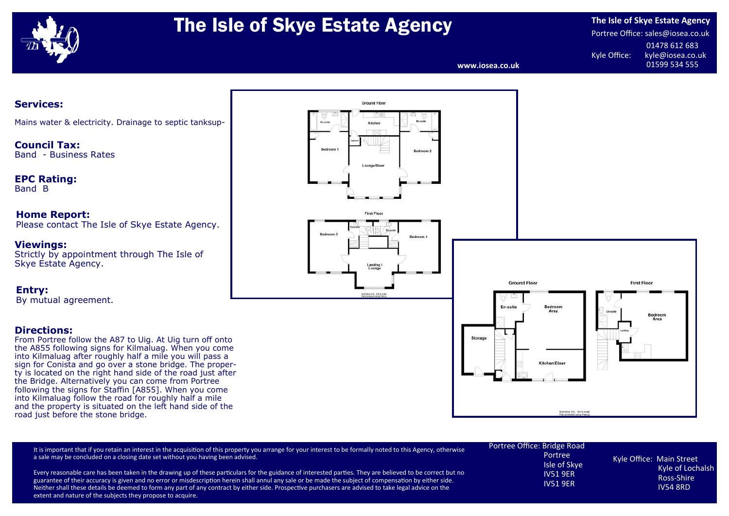# The Isle of Skye Estate Agency

**The Isle of Skye Estate Agency**
Portree Office: sales@iosea.co.uk
01478 612 683
Kyle Office: kyle@iosea.co.uk
01599 534 555

www.iosea.co.uk

## Services:

Mains water & electricity. Drainage to septic tanksup-

## Council Tax:

Band - Business Rates

## EPC Rating:

Band B

## Home Report:

Please contact The Isle of Skye Estate Agency.

## Viewings:

Strictly by appointment through The Isle of Skye Estate Agency.

## Entry:

By mutual agreement.

## Directions:

From Portree follow the A87 to Uig. At Uig turn off onto the A855 following signs for Kilmaluag. When you come into Kilmaluag after roughly half a mile you will pass a sign for Conista and go over a stone bridge. The property is located on the right hand side of the road just after the Bridge. Alternatively you can come from Portree following the signs for Staffin [A855]. When you come into Kilmaluag follow the road for roughly half a mile and the property is situated on the left hand side of the road just before the stone bridge.

Ground Floor

En-suite, Kitchen, En-suite, Cupboard, Bedroom 1, Bedroom 2, Lounge/Diner

First Floor

Bedroom 3, En-suite, En-suite, Bedroom 4, Landing / Lounge

Illustration only. Not to scale. Plan produced using PlanUp.

Ground Floor

En-suite, Bedroom Area, Storage, Kitchen/Diner

First Floor

En-suite, Bedroom Area, Landing

Illustration only. Not to scale. Plan produced using PlanUp.

It is important that if you retain an interest in the acquisition of this property you arrange for your interest to be formally noted to this Agency, otherwise a sale may be concluded on a closing date set without you having been advised.

Every reasonable care has been taken in the drawing up of these particulars for the guidance of interested parties. They are believed to be correct but no guarantee of their accuracy is given and no error or misdescription herein shall annul any sale or be made the subject of compensation by either side. Neither shall these details be deemed to form any part of any contract by either side. Prospective purchasers are advised to take legal advice on the extent and nature of the subjects they propose to acquire.

Portree Office: Bridge Road
Portree
Isle of Skye
IV51 9ER
IV51 9ER

Kyle Office: Main Street
Kyle of Lochalsh
Ross-Shire
IV54 8RD